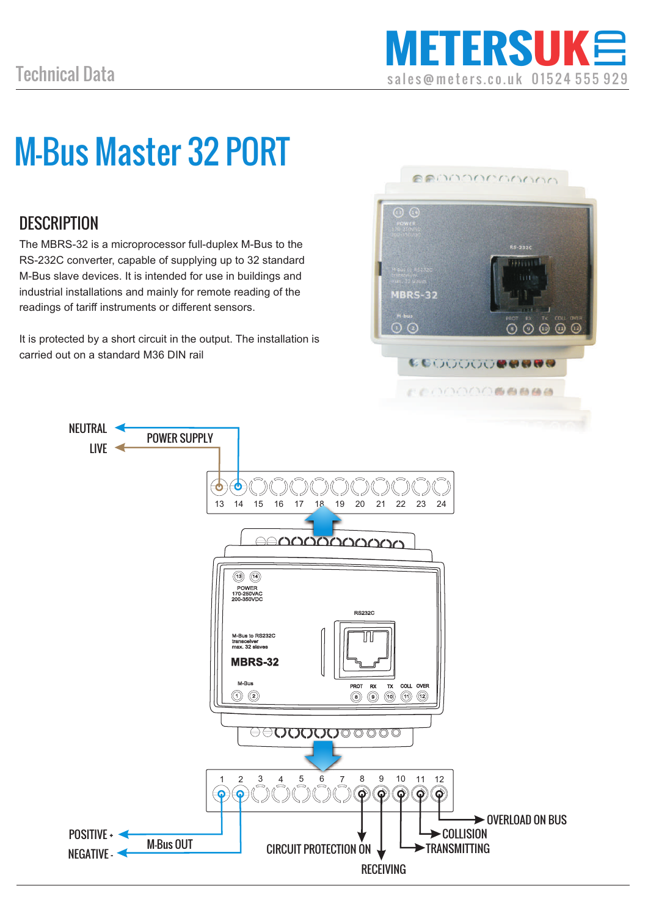Technical Data

# M-Bus Master 32 PORT

## DESCRIPTION

The MBRS-32 is a microprocessor full-duplex M-Bus to the RS-232C converter, capable of supplying up to 32 standard M-Bus slave devices. It is intended for use in buildings and industrial installations and mainly for remote reading of the readings of tariff instruments or different sensors.

It is protected by a short circuit in the output. The installation is carried out on a standard M36 DIN rail

NEUTRAL

LIVE

POWER SUPPLY

13 14 15 16 17 18 19 20 21 22 23 24

POWER 170-250VAC 200-350VDC

RS232C

M-Bus to RS232C transceiver max. 32 slaves

MBRS-32

M-Bus

PROT RX TX COLL OVER

1 2 3 4 5 6 7 8 9 10 11 12

POSITIVE +

NEGATIVE -

M-Bus OUT

CIRCUIT PROTECTION ON

RECEIVING

OVERLOAD ON BUS

COLLISION

TRANSMITTING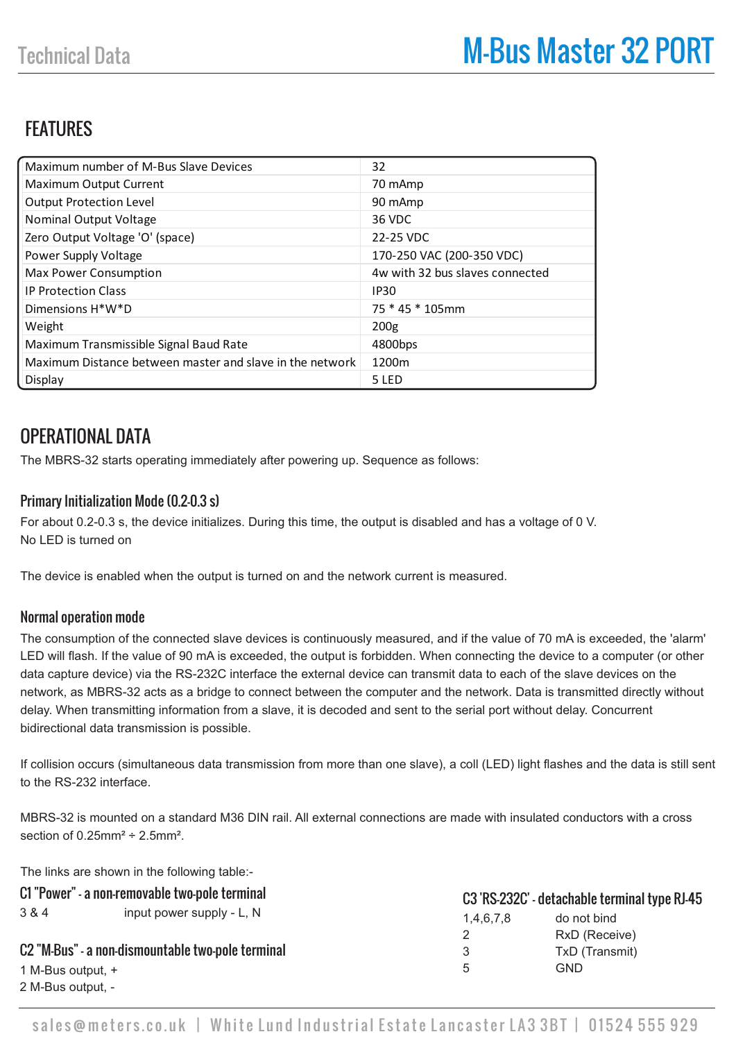Technical Data

# M-Bus Master 32 PORT

## FEATURES

| | |
|---|---|
| Maximum number of M-Bus Slave Devices | 32 |
| Maximum Output Current | 70 mAmp |
| Output Protection Level | 90 mAmp |
| Nominal Output Voltage | 36 VDC |
| Zero Output Voltage 'O' (space) | 22-25 VDC |
| Power Supply Voltage | 170-250 VAC (200-350 VDC) |
| Max Power Consumption | 4w with 32 bus slaves connected |
| IP Protection Class | IP30 |
| Dimensions H*W*D | 75 * 45 * 105mm |
| Weight | 200g |
| Maximum Transmissible Signal Baud Rate | 4800bps |
| Maximum Distance between master and slave in the network | 1200m |
| Display | 5 LED |

## OPERATIONAL DATA

The MBRS-32 starts operating immediately after powering up. Sequence as follows:

### Primary Initialization Mode (0.2-0.3 s)

For about 0.2-0.3 s, the device initializes. During this time, the output is disabled and has a voltage of 0 V.
No LED is turned on

The device is enabled when the output is turned on and the network current is measured.

### Normal operation mode

The consumption of the connected slave devices is continuously measured, and if the value of 70 mA is exceeded, the 'alarm' LED will flash. If the value of 90 mA is exceeded, the output is forbidden. When connecting the device to a computer (or other data capture device) via the RS-232C interface the external device can transmit data to each of the slave devices on the network, as MBRS-32 acts as a bridge to connect between the computer and the network. Data is transmitted directly without delay. When transmitting information from a slave, it is decoded and sent to the serial port without delay. Concurrent bidirectional data transmission is possible.

If collision occurs (simultaneous data transmission from more than one slave), a coll (LED) light flashes and the data is still sent to the RS-232 interface.

MBRS-32 is mounted on a standard M36 DIN rail. All external connections are made with insulated conductors with a cross section of 0.25mm² ÷ 2.5mm².

The links are shown in the following table:-

### C1 "Power" - a non-removable two-pole terminal

3 & 4 input power supply - L, N

### C2 "M-Bus" - a non-dismountable two-pole terminal

1 M-Bus output, +
2 M-Bus output, -

### C3 'RS-232C' - detachable terminal type RJ-45

| | |
|---|---|
| 1,4,6,7,8 | do not bind |
| 2 | RxD (Receive) |
| 3 | TxD (Transmit) |
| 5 | GND |

sales@meters.co.uk | White Lund Industrial Estate Lancaster LA3 3BT | 01524 555 929